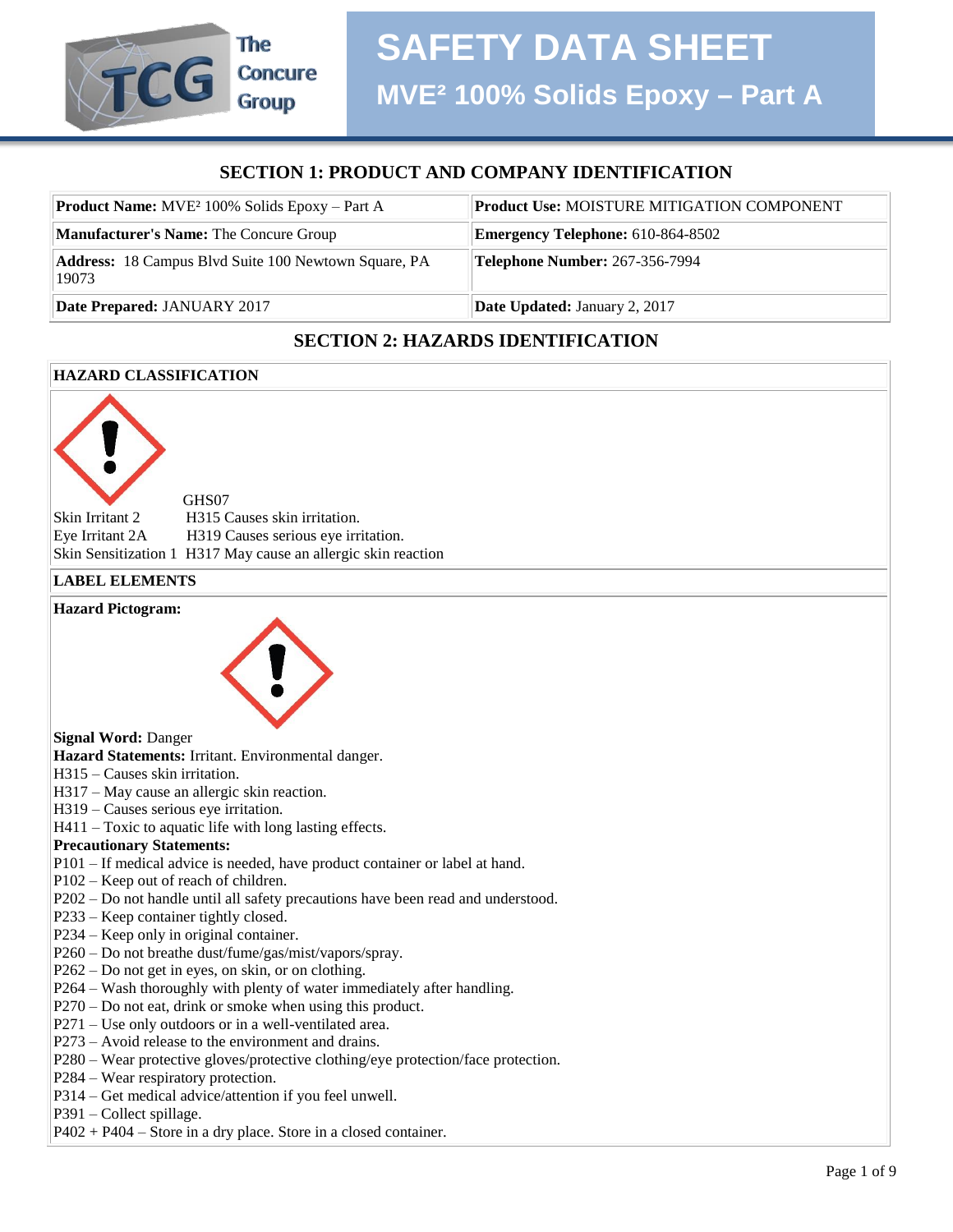# SAFETY DATA SHEET

## MVE² 100% Solids Epoxy – Part A

The Concure Group

## SECTION 1: PRODUCT AND COMPANY IDENTIFICATION

| | |
|---|---|
| **Product Name:** MVE² 100% Solids Epoxy – Part A | **Product Use:** MOISTURE MITIGATION COMPONENT |
| **Manufacturer's Name:** The Concure Group | **Emergency Telephone:** 610-864-8502 |
| **Address:** 18 Campus Blvd Suite 100 Newtown Square, PA 19073 | **Telephone Number:** 267-356-7994 |
| **Date Prepared:** JANUARY 2017 | **Date Updated:** January 2, 2017 |

## SECTION 2: HAZARDS IDENTIFICATION

**HAZARD CLASSIFICATION**

GHS07

| | |
|---|---|
| Skin Irritant 2 | H315 Causes skin irritation. |
| Eye Irritant 2A | H319 Causes serious eye irritation. |
| Skin Sensitization 1 | H317 May cause an allergic skin reaction |

**LABEL ELEMENTS**

**Hazard Pictogram:**

**Signal Word:** Danger

**Hazard Statements:** Irritant. Environmental danger.

H315 – Causes skin irritation.
H317 – May cause an allergic skin reaction.
H319 – Causes serious eye irritation.
H411 – Toxic to aquatic life with long lasting effects.

**Precautionary Statements:**

P101 – If medical advice is needed, have product container or label at hand.
P102 – Keep out of reach of children.
P202 – Do not handle until all safety precautions have been read and understood.
P233 – Keep container tightly closed.
P234 – Keep only in original container.
P260 – Do not breathe dust/fume/gas/mist/vapors/spray.
P262 – Do not get in eyes, on skin, or on clothing.
P264 – Wash thoroughly with plenty of water immediately after handling.
P270 – Do not eat, drink or smoke when using this product.
P271 – Use only outdoors or in a well-ventilated area.
P273 – Avoid release to the environment and drains.
P280 – Wear protective gloves/protective clothing/eye protection/face protection.
P284 – Wear respiratory protection.
P314 – Get medical advice/attention if you feel unwell.
P391 – Collect spillage.
P402 + P404 – Store in a dry place. Store in a closed container.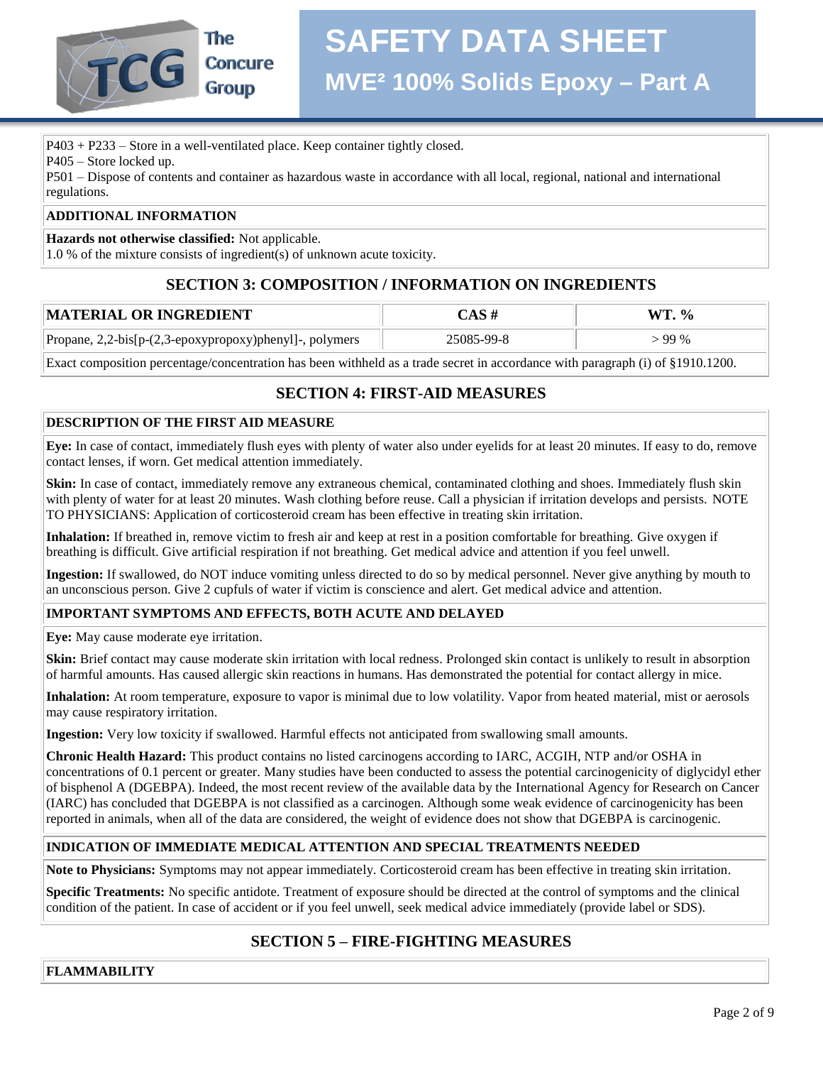P403 + P233 – Store in a well-ventilated place. Keep container tightly closed.
P405 – Store locked up.
P501 – Dispose of contents and container as hazardous waste in accordance with all local, regional, national and international regulations.

**ADDITIONAL INFORMATION**

**Hazards not otherwise classified:** Not applicable.
1.0 % of the mixture consists of ingredient(s) of unknown acute toxicity.

## SECTION 3: COMPOSITION / INFORMATION ON INGREDIENTS

| MATERIAL OR INGREDIENT | CAS # | WT. % |
|---|---|---|
| Propane, 2,2-bis[p-(2,3-epoxypropoxy)phenyl]-, polymers | 25085-99-8 | > 99 % |

Exact composition percentage/concentration has been withheld as a trade secret in accordance with paragraph (i) of §1910.1200.

## SECTION 4: FIRST-AID MEASURES

**DESCRIPTION OF THE FIRST AID MEASURE**

**Eye:** In case of contact, immediately flush eyes with plenty of water also under eyelids for at least 20 minutes. If easy to do, remove contact lenses, if worn. Get medical attention immediately.

**Skin:** In case of contact, immediately remove any extraneous chemical, contaminated clothing and shoes. Immediately flush skin with plenty of water for at least 20 minutes. Wash clothing before reuse. Call a physician if irritation develops and persists. NOTE TO PHYSICIANS: Application of corticosteroid cream has been effective in treating skin irritation.

**Inhalation:** If breathed in, remove victim to fresh air and keep at rest in a position comfortable for breathing. Give oxygen if breathing is difficult. Give artificial respiration if not breathing. Get medical advice and attention if you feel unwell.

**Ingestion:** If swallowed, do NOT induce vomiting unless directed to do so by medical personnel. Never give anything by mouth to an unconscious person. Give 2 cupfuls of water if victim is conscience and alert. Get medical advice and attention.

**IMPORTANT SYMPTOMS AND EFFECTS, BOTH ACUTE AND DELAYED**

**Eye:** May cause moderate eye irritation.

**Skin:** Brief contact may cause moderate skin irritation with local redness. Prolonged skin contact is unlikely to result in absorption of harmful amounts. Has caused allergic skin reactions in humans. Has demonstrated the potential for contact allergy in mice.

**Inhalation:** At room temperature, exposure to vapor is minimal due to low volatility. Vapor from heated material, mist or aerosols may cause respiratory irritation.

**Ingestion:** Very low toxicity if swallowed. Harmful effects not anticipated from swallowing small amounts.

**Chronic Health Hazard:** This product contains no listed carcinogens according to IARC, ACGIH, NTP and/or OSHA in concentrations of 0.1 percent or greater. Many studies have been conducted to assess the potential carcinogenicity of diglycidyl ether of bisphenol A (DGEBPA). Indeed, the most recent review of the available data by the International Agency for Research on Cancer (IARC) has concluded that DGEBPA is not classified as a carcinogen. Although some weak evidence of carcinogenicity has been reported in animals, when all of the data are considered, the weight of evidence does not show that DGEBPA is carcinogenic.

**INDICATION OF IMMEDIATE MEDICAL ATTENTION AND SPECIAL TREATMENTS NEEDED**

**Note to Physicians:** Symptoms may not appear immediately. Corticosteroid cream has been effective in treating skin irritation.

**Specific Treatments:** No specific antidote. Treatment of exposure should be directed at the control of symptoms and the clinical condition of the patient. In case of accident or if you feel unwell, seek medical advice immediately (provide label or SDS).

## SECTION 5 – FIRE-FIGHTING MEASURES

**FLAMMABILITY**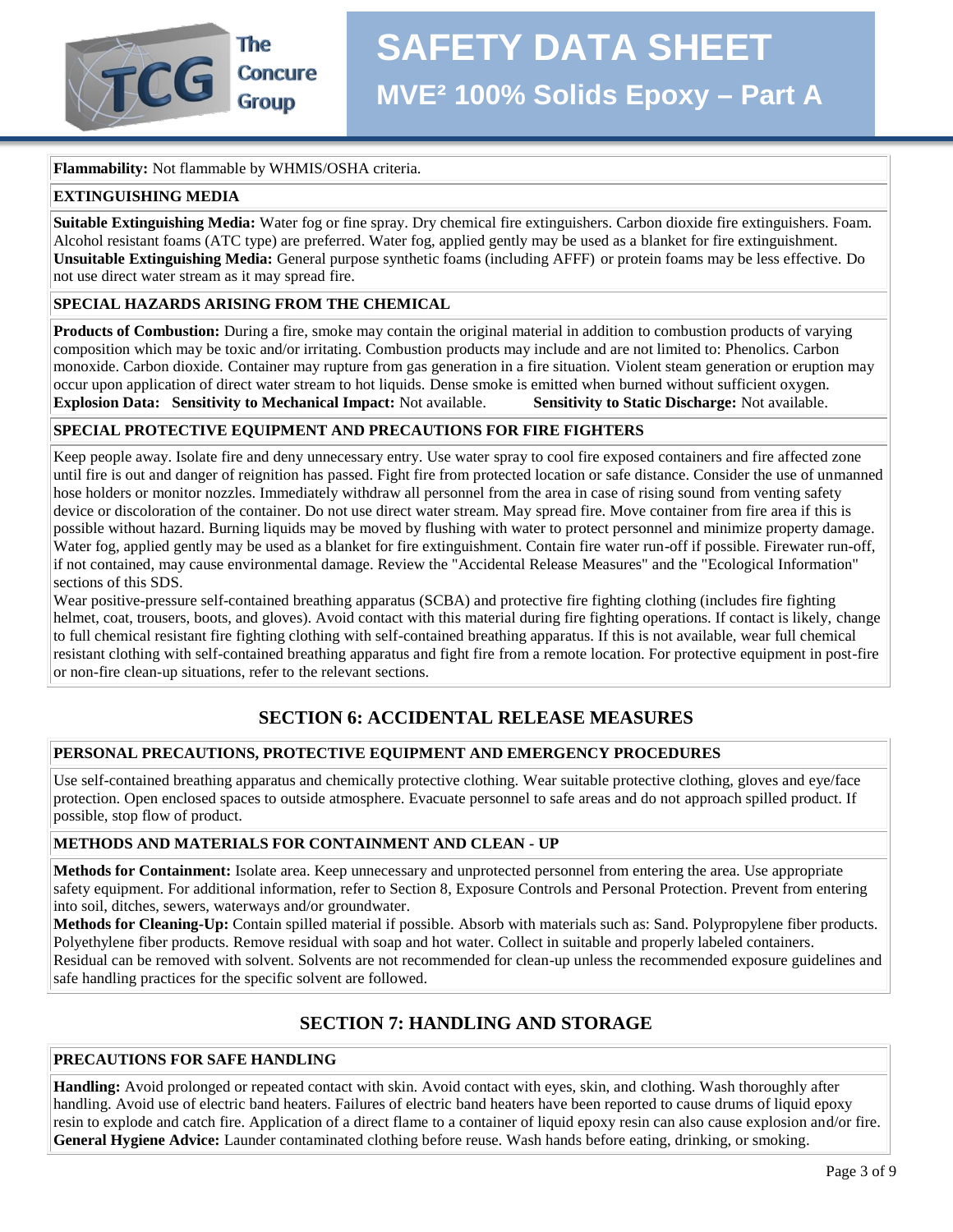**Flammability:** Not flammable by WHMIS/OSHA criteria.

### EXTINGUISHING MEDIA

**Suitable Extinguishing Media:** Water fog or fine spray. Dry chemical fire extinguishers. Carbon dioxide fire extinguishers. Foam. Alcohol resistant foams (ATC type) are preferred. Water fog, applied gently may be used as a blanket for fire extinguishment.
**Unsuitable Extinguishing Media:** General purpose synthetic foams (including AFFF) or protein foams may be less effective. Do not use direct water stream as it may spread fire.

### SPECIAL HAZARDS ARISING FROM THE CHEMICAL

**Products of Combustion:** During a fire, smoke may contain the original material in addition to combustion products of varying composition which may be toxic and/or irritating. Combustion products may include and are not limited to: Phenolics. Carbon monoxide. Carbon dioxide. Container may rupture from gas generation in a fire situation. Violent steam generation or eruption may occur upon application of direct water stream to hot liquids. Dense smoke is emitted when burned without sufficient oxygen.
**Explosion Data:** **Sensitivity to Mechanical Impact:** Not available. **Sensitivity to Static Discharge:** Not available.

### SPECIAL PROTECTIVE EQUIPMENT AND PRECAUTIONS FOR FIRE FIGHTERS

Keep people away. Isolate fire and deny unnecessary entry. Use water spray to cool fire exposed containers and fire affected zone until fire is out and danger of reignition has passed. Fight fire from protected location or safe distance. Consider the use of unmanned hose holders or monitor nozzles. Immediately withdraw all personnel from the area in case of rising sound from venting safety device or discoloration of the container. Do not use direct water stream. May spread fire. Move container from fire area if this is possible without hazard. Burning liquids may be moved by flushing with water to protect personnel and minimize property damage. Water fog, applied gently may be used as a blanket for fire extinguishment. Contain fire water run-off if possible. Firewater run-off, if not contained, may cause environmental damage. Review the "Accidental Release Measures" and the "Ecological Information" sections of this SDS.
Wear positive-pressure self-contained breathing apparatus (SCBA) and protective fire fighting clothing (includes fire fighting helmet, coat, trousers, boots, and gloves). Avoid contact with this material during fire fighting operations. If contact is likely, change to full chemical resistant fire fighting clothing with self-contained breathing apparatus. If this is not available, wear full chemical resistant clothing with self-contained breathing apparatus and fight fire from a remote location. For protective equipment in post-fire or non-fire clean-up situations, refer to the relevant sections.

## SECTION 6: ACCIDENTAL RELEASE MEASURES

### PERSONAL PRECAUTIONS, PROTECTIVE EQUIPMENT AND EMERGENCY PROCEDURES

Use self-contained breathing apparatus and chemically protective clothing. Wear suitable protective clothing, gloves and eye/face protection. Open enclosed spaces to outside atmosphere. Evacuate personnel to safe areas and do not approach spilled product. If possible, stop flow of product.

### METHODS AND MATERIALS FOR CONTAINMENT AND CLEAN - UP

**Methods for Containment:** Isolate area. Keep unnecessary and unprotected personnel from entering the area. Use appropriate safety equipment. For additional information, refer to Section 8, Exposure Controls and Personal Protection. Prevent from entering into soil, ditches, sewers, waterways and/or groundwater.
**Methods for Cleaning-Up:** Contain spilled material if possible. Absorb with materials such as: Sand. Polypropylene fiber products. Polyethylene fiber products. Remove residual with soap and hot water. Collect in suitable and properly labeled containers. Residual can be removed with solvent. Solvents are not recommended for clean-up unless the recommended exposure guidelines and safe handling practices for the specific solvent are followed.

## SECTION 7: HANDLING AND STORAGE

### PRECAUTIONS FOR SAFE HANDLING

**Handling:** Avoid prolonged or repeated contact with skin. Avoid contact with eyes, skin, and clothing. Wash thoroughly after handling. Avoid use of electric band heaters. Failures of electric band heaters have been reported to cause drums of liquid epoxy resin to explode and catch fire. Application of a direct flame to a container of liquid epoxy resin can also cause explosion and/or fire.
**General Hygiene Advice:** Launder contaminated clothing before reuse. Wash hands before eating, drinking, or smoking.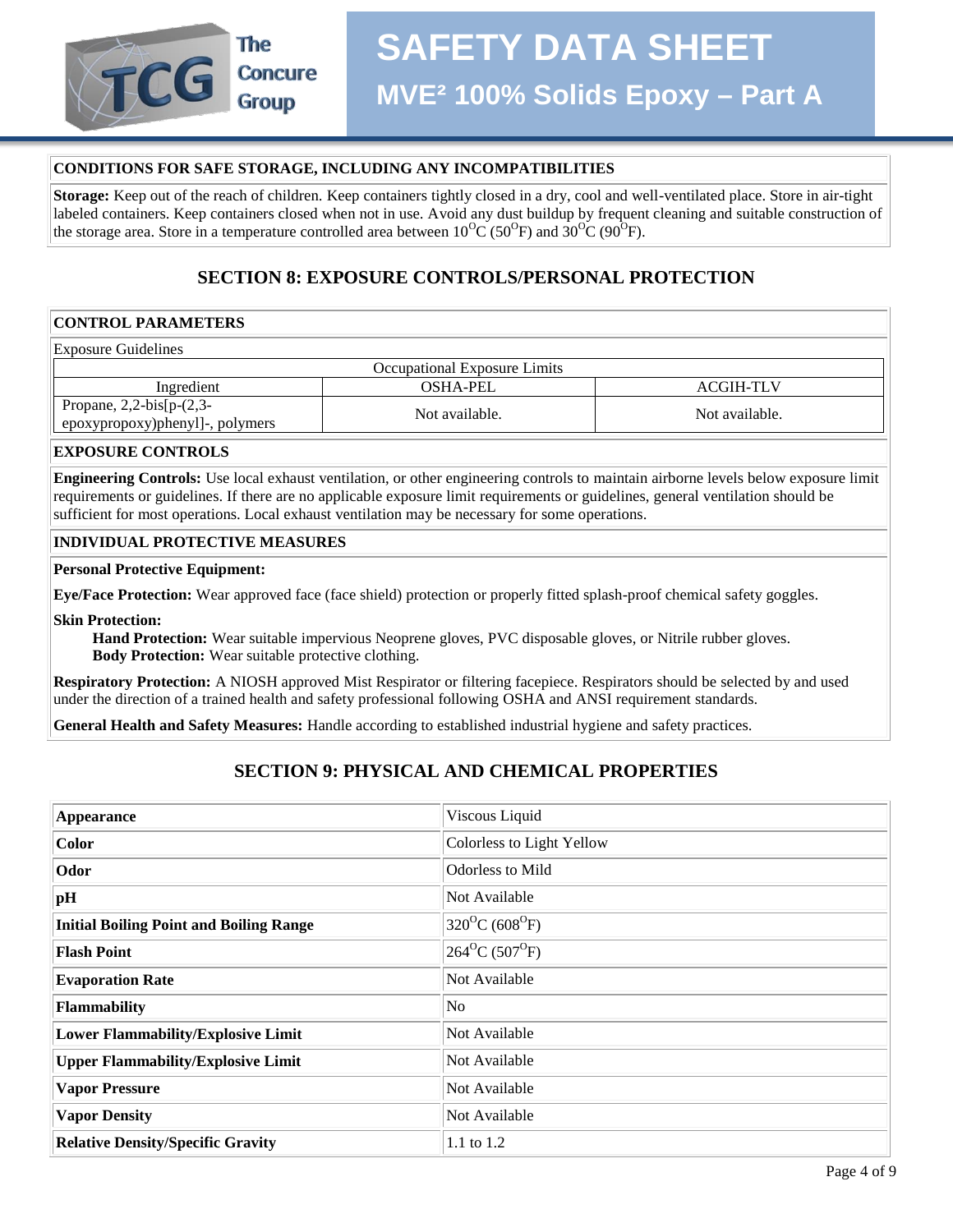**CONDITIONS FOR SAFE STORAGE, INCLUDING ANY INCOMPATIBILITIES**

**Storage:** Keep out of the reach of children. Keep containers tightly closed in a dry, cool and well-ventilated place. Store in air-tight labeled containers. Keep containers closed when not in use. Avoid any dust buildup by frequent cleaning and suitable construction of the storage area. Store in a temperature controlled area between $10^{O}C$ ($50^{O}F$) and $30^{O}C$ ($90^{O}F$).

## SECTION 8: EXPOSURE CONTROLS/PERSONAL PROTECTION

**CONTROL PARAMETERS**

Exposure Guidelines

| Occupational Exposure Limits | | |
|---|---|---|
| Ingredient | OSHA-PEL | ACGIH-TLV |
| Propane, 2,2-bis[p-(2,3-epoxypropoxy)phenyl]-, polymers | Not available. | Not available. |

**EXPOSURE CONTROLS**

**Engineering Controls:** Use local exhaust ventilation, or other engineering controls to maintain airborne levels below exposure limit requirements or guidelines. If there are no applicable exposure limit requirements or guidelines, general ventilation should be sufficient for most operations. Local exhaust ventilation may be necessary for some operations.

**INDIVIDUAL PROTECTIVE MEASURES**

**Personal Protective Equipment:**

**Eye/Face Protection:** Wear approved face (face shield) protection or properly fitted splash-proof chemical safety goggles.

**Skin Protection:**

**Hand Protection:** Wear suitable impervious Neoprene gloves, PVC disposable gloves, or Nitrile rubber gloves.
**Body Protection:** Wear suitable protective clothing.

**Respiratory Protection:** A NIOSH approved Mist Respirator or filtering facepiece. Respirators should be selected by and used under the direction of a trained health and safety professional following OSHA and ANSI requirement standards.

**General Health and Safety Measures:** Handle according to established industrial hygiene and safety practices.

## SECTION 9: PHYSICAL AND CHEMICAL PROPERTIES

| | |
|---|---|
| **Appearance** | Viscous Liquid |
| **Color** | Colorless to Light Yellow |
| **Odor** | Odorless to Mild |
| **pH** | Not Available |
| **Initial Boiling Point and Boiling Range** | $320^{O}C$ ($608^{O}F$) |
| **Flash Point** | $264^{O}C$ ($507^{O}F$) |
| **Evaporation Rate** | Not Available |
| **Flammability** | No |
| **Lower Flammability/Explosive Limit** | Not Available |
| **Upper Flammability/Explosive Limit** | Not Available |
| **Vapor Pressure** | Not Available |
| **Vapor Density** | Not Available |
| **Relative Density/Specific Gravity** | 1.1 to 1.2 |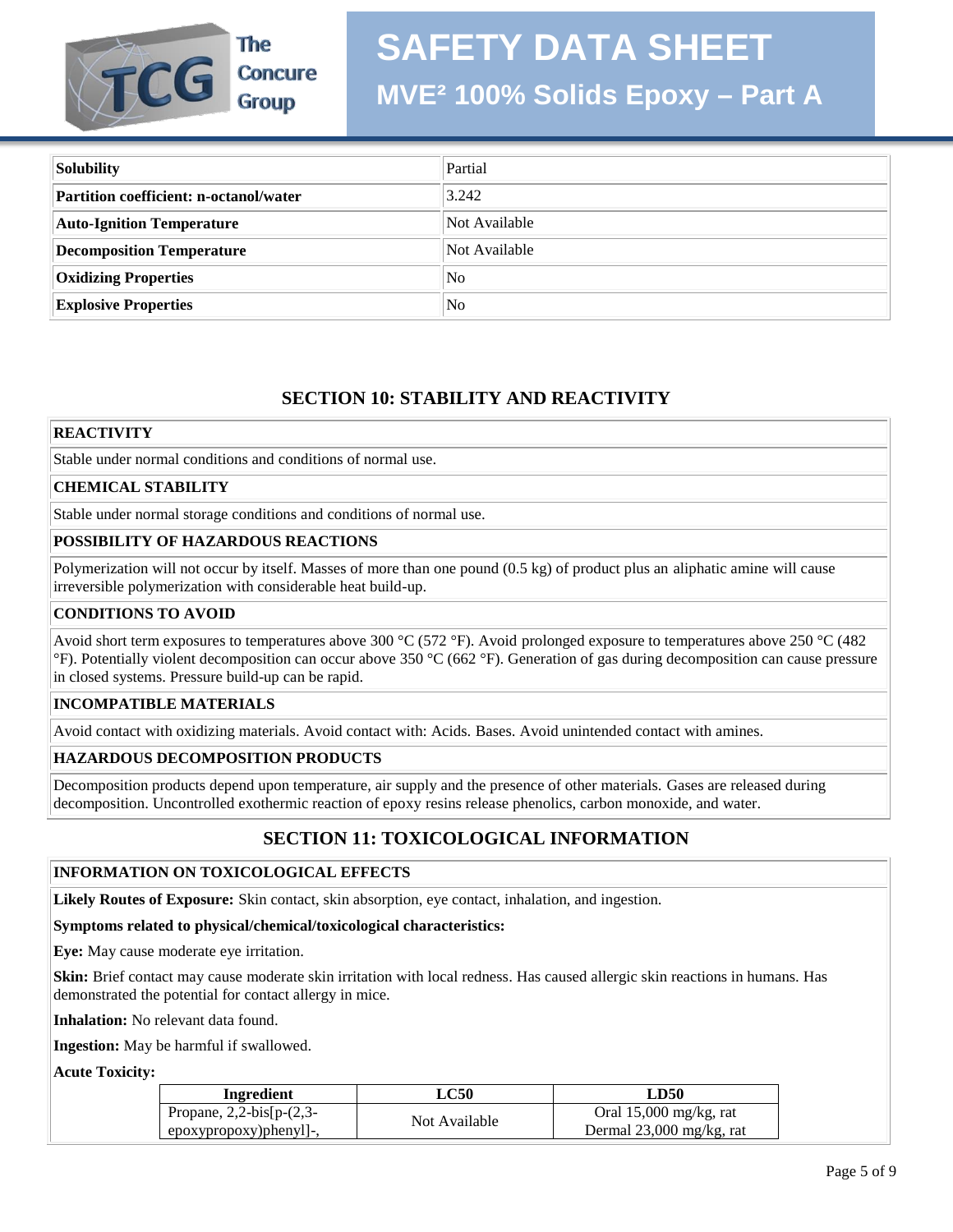| Solubility | Partial |
|---|---|
| Partition coefficient: n-octanol/water | 3.242 |
| Auto-Ignition Temperature | Not Available |
| Decomposition Temperature | Not Available |
| Oxidizing Properties | No |
| Explosive Properties | No |

## SECTION 10: STABILITY AND REACTIVITY

**REACTIVITY**

Stable under normal conditions and conditions of normal use.

**CHEMICAL STABILITY**

Stable under normal storage conditions and conditions of normal use.

**POSSIBILITY OF HAZARDOUS REACTIONS**

Polymerization will not occur by itself. Masses of more than one pound (0.5 kg) of product plus an aliphatic amine will cause irreversible polymerization with considerable heat build-up.

**CONDITIONS TO AVOID**

Avoid short term exposures to temperatures above 300 °C (572 °F). Avoid prolonged exposure to temperatures above 250 °C (482 °F). Potentially violent decomposition can occur above 350 °C (662 °F). Generation of gas during decomposition can cause pressure in closed systems. Pressure build-up can be rapid.

**INCOMPATIBLE MATERIALS**

Avoid contact with oxidizing materials. Avoid contact with: Acids. Bases. Avoid unintended contact with amines.

**HAZARDOUS DECOMPOSITION PRODUCTS**

Decomposition products depend upon temperature, air supply and the presence of other materials. Gases are released during decomposition. Uncontrolled exothermic reaction of epoxy resins release phenolics, carbon monoxide, and water.

## SECTION 11: TOXICOLOGICAL INFORMATION

**INFORMATION ON TOXICOLOGICAL EFFECTS**

**Likely Routes of Exposure:** Skin contact, skin absorption, eye contact, inhalation, and ingestion.

**Symptoms related to physical/chemical/toxicological characteristics:**

**Eye:** May cause moderate eye irritation.

**Skin:** Brief contact may cause moderate skin irritation with local redness. Has caused allergic skin reactions in humans. Has demonstrated the potential for contact allergy in mice.

**Inhalation:** No relevant data found.

**Ingestion:** May be harmful if swallowed.

**Acute Toxicity:**

| Ingredient | LC50 | LD50 |
|---|---|---|
| Propane, 2,2-bis[p-(2,3-epoxypropoxy)phenyl]-, | Not Available | Oral 15,000 mg/kg, rat<br>Dermal 23,000 mg/kg, rat |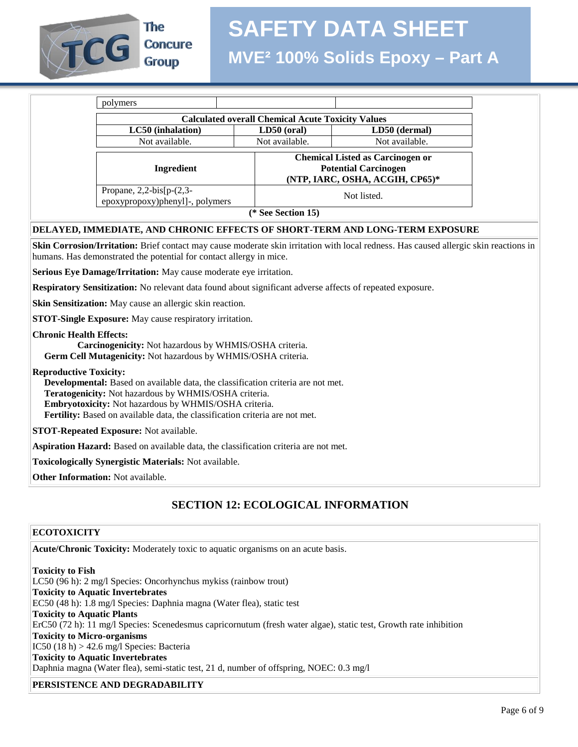| polymers | | |
|---|---|---|

| Calculated overall Chemical Acute Toxicity Values | | |
|---|---|---|
| LC50 (inhalation) | LD50 (oral) | LD50 (dermal) |
| Not available. | Not available. | Not available. |

| Ingredient | Chemical Listed as Carcinogen or Potential Carcinogen (NTP, IARC, OSHA, ACGIH, CP65)* |
|---|---|
| Propane, 2,2-bis[p-(2,3-epoxypropoxy)phenyl]-, polymers | Not listed. |

(* See Section 15)

**DELAYED, IMMEDIATE, AND CHRONIC EFFECTS OF SHORT-TERM AND LONG-TERM EXPOSURE**

**Skin Corrosion/Irritation:** Brief contact may cause moderate skin irritation with local redness. Has caused allergic skin reactions in humans. Has demonstrated the potential for contact allergy in mice.

**Serious Eye Damage/Irritation:** May cause moderate eye irritation.

**Respiratory Sensitization:** No relevant data found about significant adverse affects of repeated exposure.

**Skin Sensitization:** May cause an allergic skin reaction.

**STOT-Single Exposure:** May cause respiratory irritation.

**Chronic Health Effects:**
**Carcinogenicity:** Not hazardous by WHMIS/OSHA criteria.
**Germ Cell Mutagenicity:** Not hazardous by WHMIS/OSHA criteria.

**Reproductive Toxicity:**
**Developmental:** Based on available data, the classification criteria are not met.
**Teratogenicity:** Not hazardous by WHMIS/OSHA criteria.
**Embryotoxicity:** Not hazardous by WHMIS/OSHA criteria.
**Fertility:** Based on available data, the classification criteria are not met.

**STOT-Repeated Exposure:** Not available.

**Aspiration Hazard:** Based on available data, the classification criteria are not met.

**Toxicologically Synergistic Materials:** Not available.

**Other Information:** Not available.

## SECTION 12: ECOLOGICAL INFORMATION

**ECOTOXICITY**

**Acute/Chronic Toxicity:** Moderately toxic to aquatic organisms on an acute basis.

**Toxicity to Fish**
LC50 (96 h): 2 mg/l Species: Oncorhynchus mykiss (rainbow trout)
**Toxicity to Aquatic Invertebrates**
EC50 (48 h): 1.8 mg/l Species: Daphnia magna (Water flea), static test
**Toxicity to Aquatic Plants**
ErC50 (72 h): 11 mg/l Species: Scenedesmus capricornutum (fresh water algae), static test, Growth rate inhibition
**Toxicity to Micro-organisms**
IC50 (18 h) > 42.6 mg/l Species: Bacteria
**Toxicity to Aquatic Invertebrates**
Daphnia magna (Water flea), semi-static test, 21 d, number of offspring, NOEC: 0.3 mg/l

**PERSISTENCE AND DEGRADABILITY**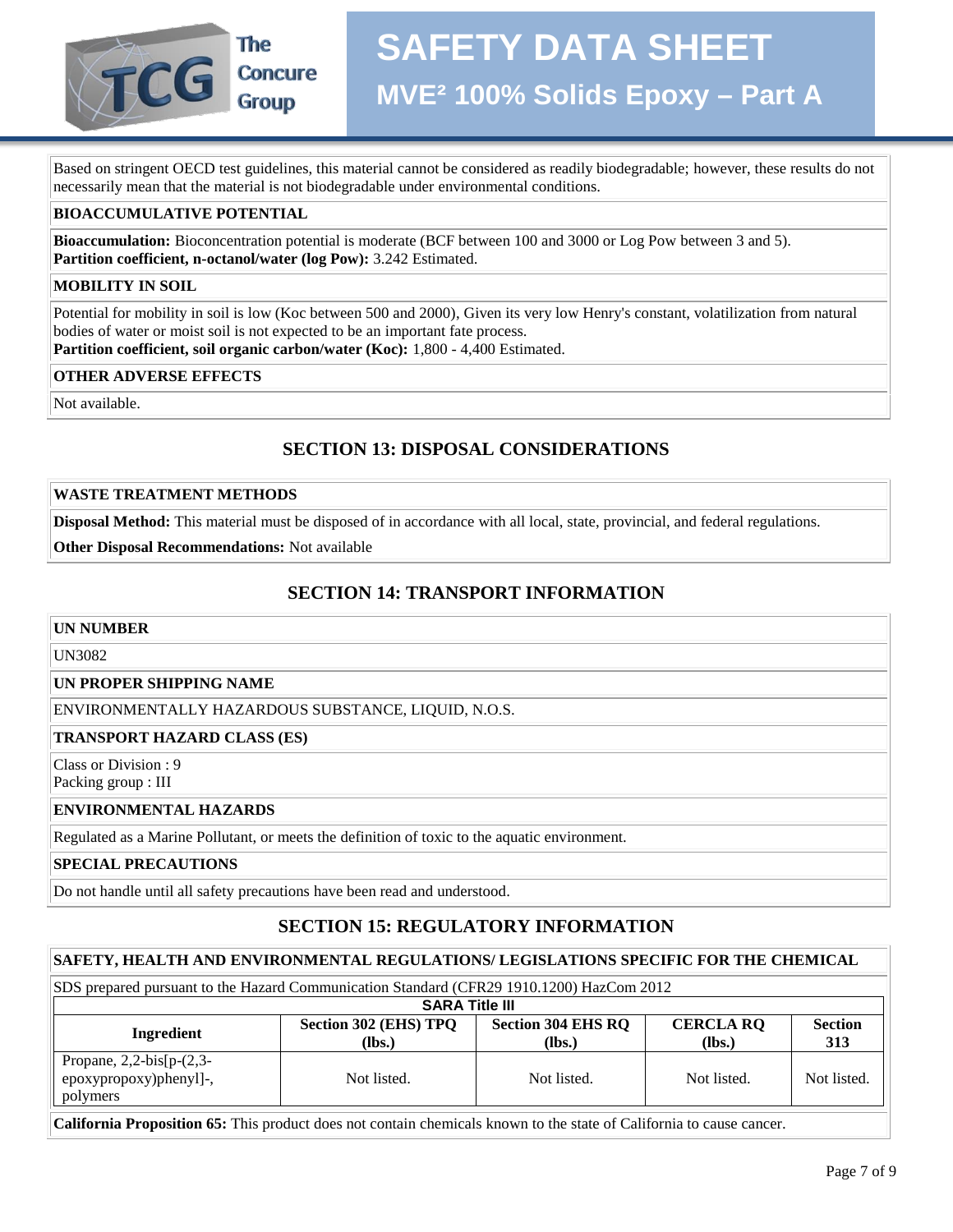Based on stringent OECD test guidelines, this material cannot be considered as readily biodegradable; however, these results do not necessarily mean that the material is not biodegradable under environmental conditions.

**BIOACCUMULATIVE POTENTIAL**

**Bioaccumulation:** Bioconcentration potential is moderate (BCF between 100 and 3000 or Log Pow between 3 and 5).
**Partition coefficient, n-octanol/water (log Pow):** 3.242 Estimated.

**MOBILITY IN SOIL**

Potential for mobility in soil is low (Koc between 500 and 2000), Given its very low Henry's constant, volatilization from natural bodies of water or moist soil is not expected to be an important fate process.
**Partition coefficient, soil organic carbon/water (Koc):** 1,800 - 4,400 Estimated.

**OTHER ADVERSE EFFECTS**

Not available.

## SECTION 13: DISPOSAL CONSIDERATIONS

**WASTE TREATMENT METHODS**

**Disposal Method:** This material must be disposed of in accordance with all local, state, provincial, and federal regulations.

**Other Disposal Recommendations:** Not available

## SECTION 14: TRANSPORT INFORMATION

**UN NUMBER**

UN3082

**UN PROPER SHIPPING NAME**

ENVIRONMENTALLY HAZARDOUS SUBSTANCE, LIQUID, N.O.S.

**TRANSPORT HAZARD CLASS (ES)**

Class or Division : 9
Packing group : III

**ENVIRONMENTAL HAZARDS**

Regulated as a Marine Pollutant, or meets the definition of toxic to the aquatic environment.

**SPECIAL PRECAUTIONS**

Do not handle until all safety precautions have been read and understood.

## SECTION 15: REGULATORY INFORMATION

**SAFETY, HEALTH AND ENVIRONMENTAL REGULATIONS/ LEGISLATIONS SPECIFIC FOR THE CHEMICAL**

SDS prepared pursuant to the Hazard Communication Standard (CFR29 1910.1200) HazCom 2012

**SARA Title III**

| Ingredient | Section 302 (EHS) TPQ (lbs.) | Section 304 EHS RQ (lbs.) | CERCLA RQ (lbs.) | Section 313 |
|---|---|---|---|---|
| Propane, 2,2-bis[p-(2,3-epoxypropoxy)phenyl]-, polymers | Not listed. | Not listed. | Not listed. | Not listed. |

**California Proposition 65:** This product does not contain chemicals known to the state of California to cause cancer.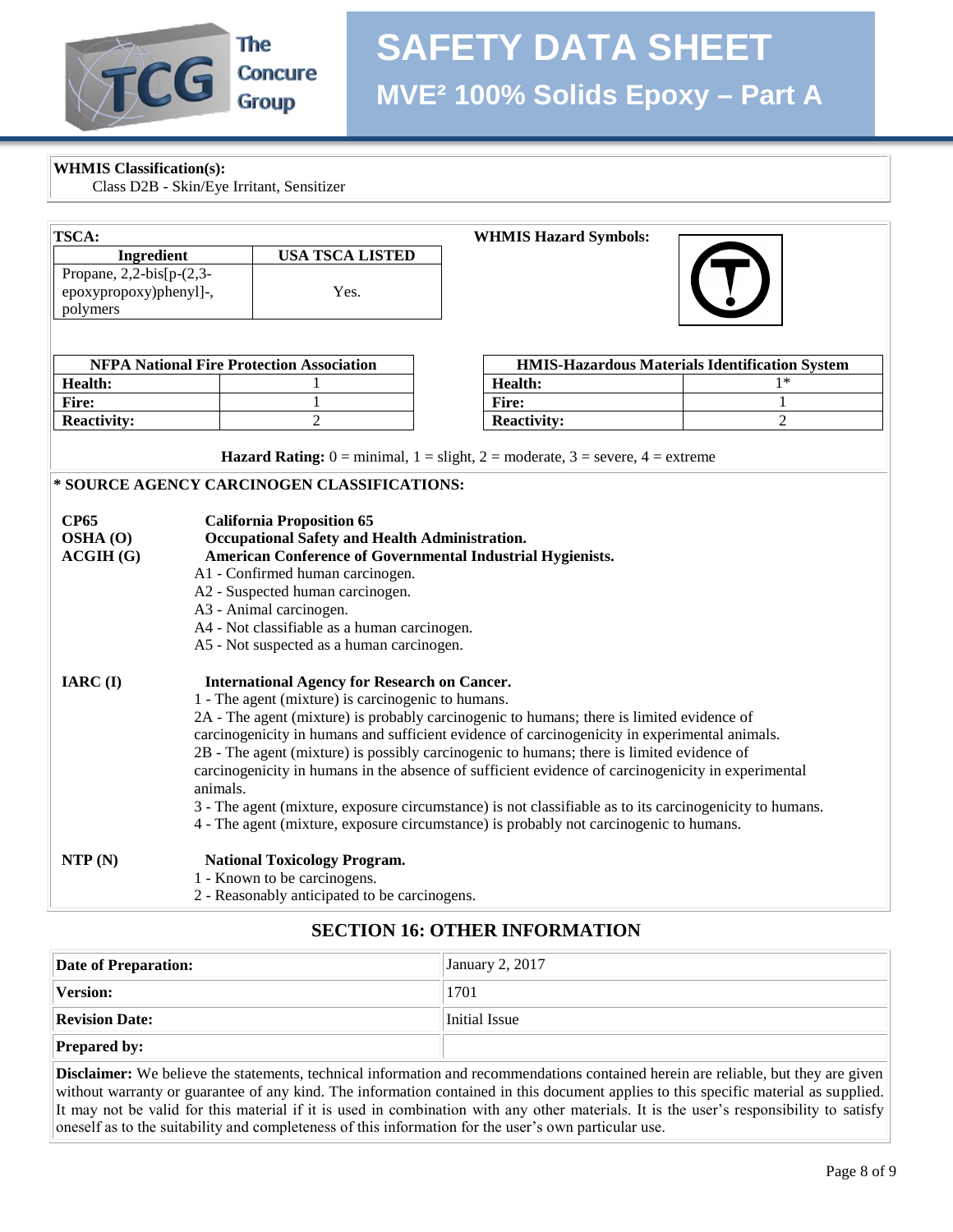**WHMIS Classification(s):**
Class D2B - Skin/Eye Irritant, Sensitizer

**TSCA:**

| Ingredient | USA TSCA LISTED |
|---|---|
| Propane, 2,2-bis[p-(2,3-epoxypropoxy)phenyl]-, polymers | Yes. |

**WHMIS Hazard Symbols:**

| NFPA National Fire Protection Association | |
|---|---|
| **Health:** | 1 |
| **Fire:** | 1 |
| **Reactivity:** | 2 |

| HMIS-Hazardous Materials Identification System | |
|---|---|
| **Health:** | 1* |
| **Fire:** | 1 |
| **Reactivity:** | 2 |

**Hazard Rating:** 0 = minimal, 1 = slight, 2 = moderate, 3 = severe, 4 = extreme

**\* SOURCE AGENCY CARCINOGEN CLASSIFICATIONS:**

**CP65** — **California Proposition 65**

**OSHA (O)** — **Occupational Safety and Health Administration.**

**ACGIH (G)** — **American Conference of Governmental Industrial Hygienists.**
- A1 - Confirmed human carcinogen.
- A2 - Suspected human carcinogen.
- A3 - Animal carcinogen.
- A4 - Not classifiable as a human carcinogen.
- A5 - Not suspected as a human carcinogen.

**IARC (I)** — **International Agency for Research on Cancer.**
- 1 - The agent (mixture) is carcinogenic to humans.
- 2A - The agent (mixture) is probably carcinogenic to humans; there is limited evidence of carcinogenicity in humans and sufficient evidence of carcinogenicity in experimental animals.
- 2B - The agent (mixture) is possibly carcinogenic to humans; there is limited evidence of carcinogenicity in humans in the absence of sufficient evidence of carcinogenicity in experimental animals.
- 3 - The agent (mixture, exposure circumstance) is not classifiable as to its carcinogenicity to humans.
- 4 - The agent (mixture, exposure circumstance) is probably not carcinogenic to humans.

**NTP (N)** — **National Toxicology Program.**
- 1 - Known to be carcinogens.
- 2 - Reasonably anticipated to be carcinogens.

## SECTION 16: OTHER INFORMATION

| | |
|---|---|
| **Date of Preparation:** | January 2, 2017 |
| **Version:** | 1701 |
| **Revision Date:** | Initial Issue |
| **Prepared by:** | |

**Disclaimer:** We believe the statements, technical information and recommendations contained herein are reliable, but they are given without warranty or guarantee of any kind. The information contained in this document applies to this specific material as supplied. It may not be valid for this material if it is used in combination with any other materials. It is the user's responsibility to satisfy oneself as to the suitability and completeness of this information for the user's own particular use.